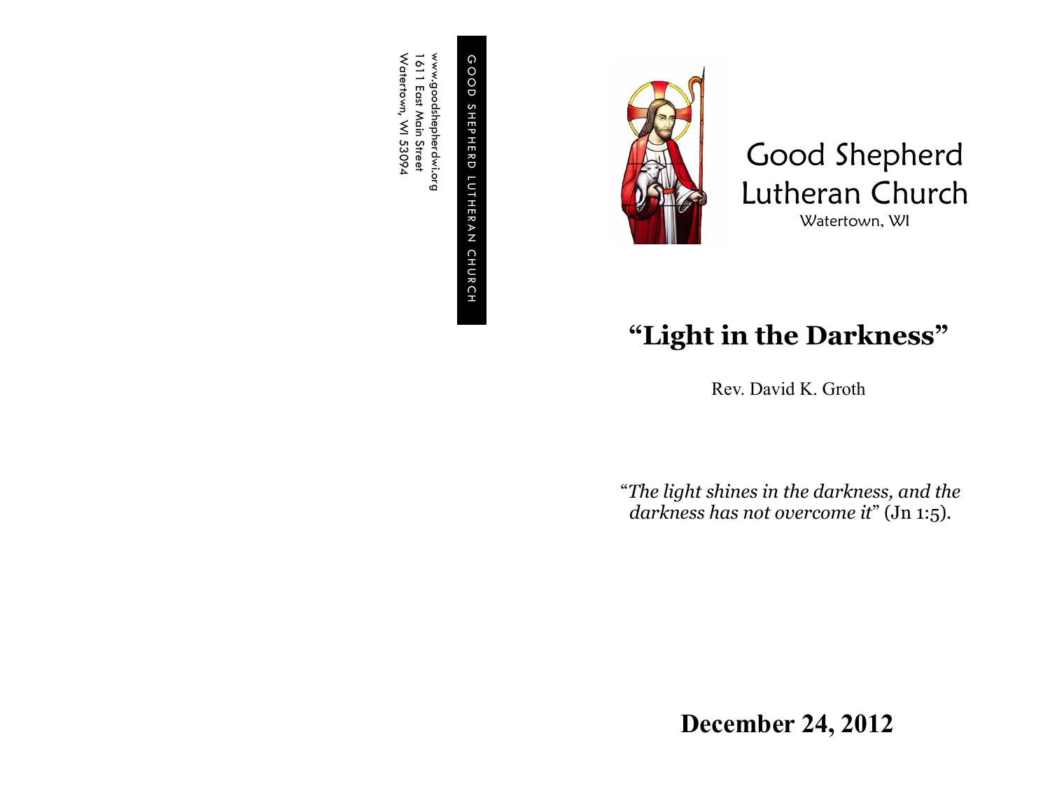GOOD SHEPHERD LUTHERAN CHURCH

www.goodshepherdwi.org
1611 East Main Street
Watertown, WI 53094

# Good Shepherd Lutheran Church

Watertown, WI

## "Light in the Darkness"

Rev. David K. Groth

"*The light shines in the darkness, and the darkness has not overcome it*" (Jn 1:5).

**December 24, 2012**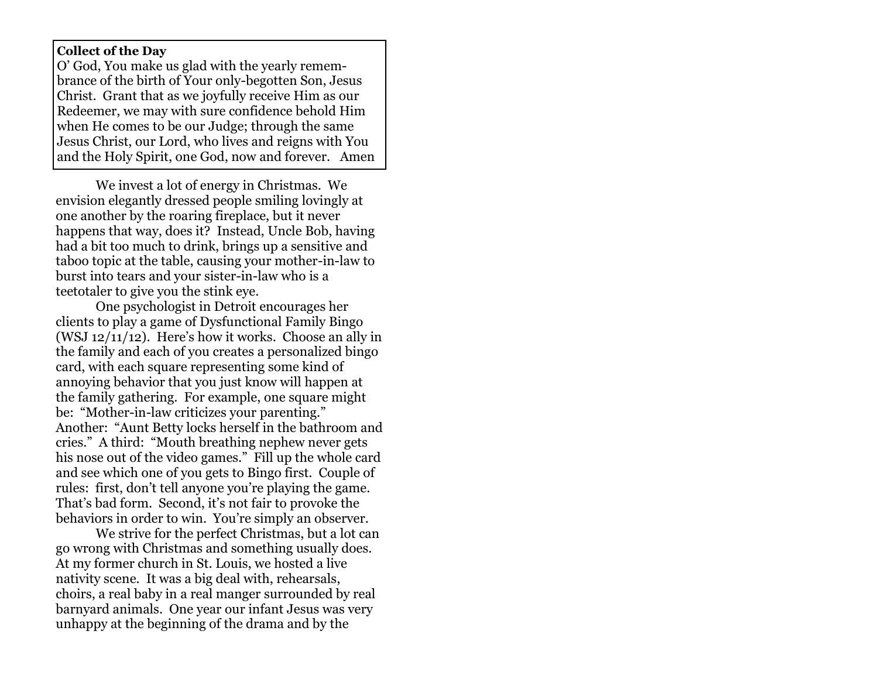**Collect of the Day**

O' God, You make us glad with the yearly remembrance of the birth of Your only-begotten Son, Jesus Christ. Grant that as we joyfully receive Him as our Redeemer, we may with sure confidence behold Him when He comes to be our Judge; through the same Jesus Christ, our Lord, who lives and reigns with You and the Holy Spirit, one God, now and forever. Amen

We invest a lot of energy in Christmas. We envision elegantly dressed people smiling lovingly at one another by the roaring fireplace, but it never happens that way, does it? Instead, Uncle Bob, having had a bit too much to drink, brings up a sensitive and taboo topic at the table, causing your mother-in-law to burst into tears and your sister-in-law who is a teetotaler to give you the stink eye.

One psychologist in Detroit encourages her clients to play a game of Dysfunctional Family Bingo (WSJ 12/11/12). Here's how it works. Choose an ally in the family and each of you creates a personalized bingo card, with each square representing some kind of annoying behavior that you just know will happen at the family gathering. For example, one square might be: "Mother-in-law criticizes your parenting." Another: "Aunt Betty locks herself in the bathroom and cries." A third: "Mouth breathing nephew never gets his nose out of the video games." Fill up the whole card and see which one of you gets to Bingo first. Couple of rules: first, don't tell anyone you're playing the game. That's bad form. Second, it's not fair to provoke the behaviors in order to win. You're simply an observer.

We strive for the perfect Christmas, but a lot can go wrong with Christmas and something usually does. At my former church in St. Louis, we hosted a live nativity scene. It was a big deal with, rehearsals, choirs, a real baby in a real manger surrounded by real barnyard animals. One year our infant Jesus was very unhappy at the beginning of the drama and by the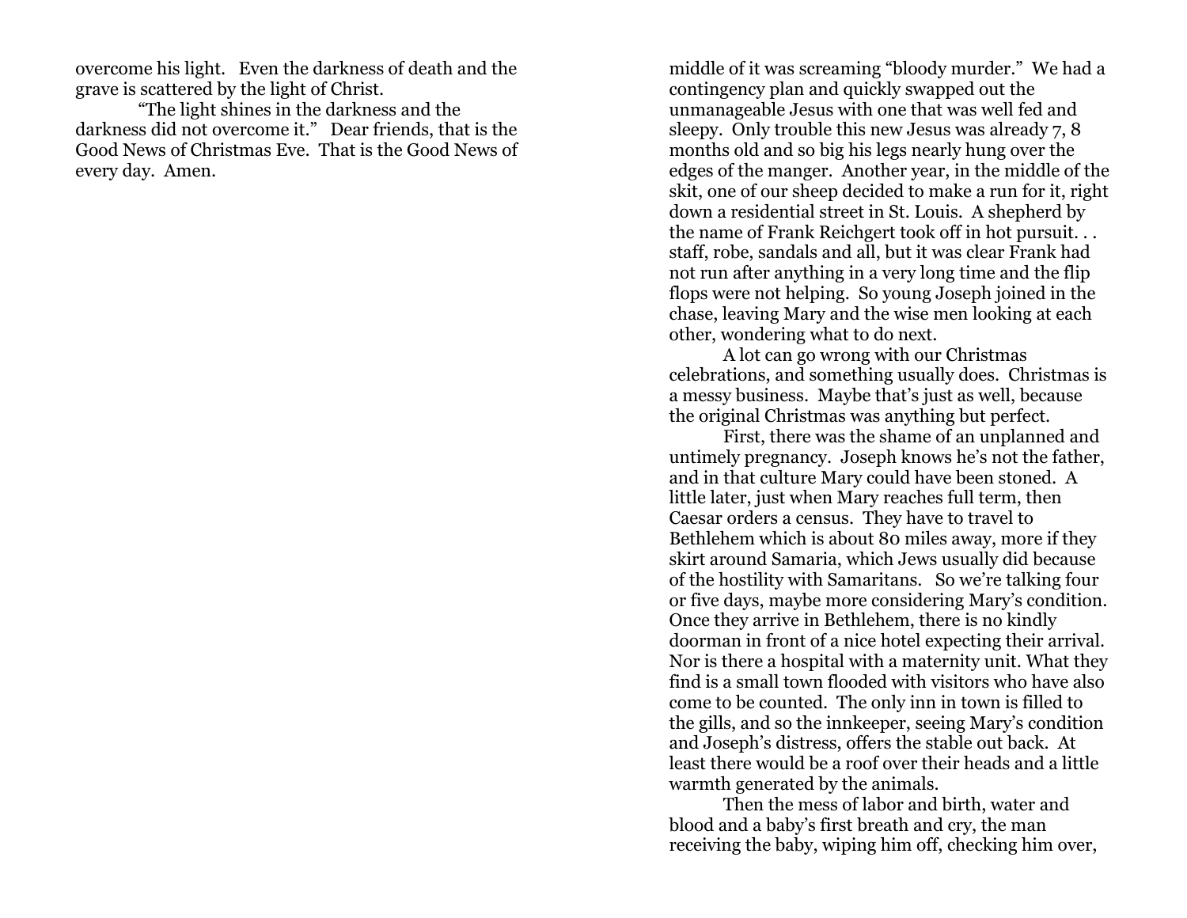overcome his light. Even the darkness of death and the grave is scattered by the light of Christ.

"The light shines in the darkness and the darkness did not overcome it." Dear friends, that is the Good News of Christmas Eve. That is the Good News of every day. Amen.

middle of it was screaming "bloody murder." We had a contingency plan and quickly swapped out the unmanageable Jesus with one that was well fed and sleepy. Only trouble this new Jesus was already 7, 8 months old and so big his legs nearly hung over the edges of the manger. Another year, in the middle of the skit, one of our sheep decided to make a run for it, right down a residential street in St. Louis. A shepherd by the name of Frank Reichgert took off in hot pursuit. . . staff, robe, sandals and all, but it was clear Frank had not run after anything in a very long time and the flip flops were not helping. So young Joseph joined in the chase, leaving Mary and the wise men looking at each other, wondering what to do next.

A lot can go wrong with our Christmas celebrations, and something usually does. Christmas is a messy business. Maybe that's just as well, because the original Christmas was anything but perfect.

First, there was the shame of an unplanned and untimely pregnancy. Joseph knows he's not the father, and in that culture Mary could have been stoned. A little later, just when Mary reaches full term, then Caesar orders a census. They have to travel to Bethlehem which is about 80 miles away, more if they skirt around Samaria, which Jews usually did because of the hostility with Samaritans. So we're talking four or five days, maybe more considering Mary's condition. Once they arrive in Bethlehem, there is no kindly doorman in front of a nice hotel expecting their arrival. Nor is there a hospital with a maternity unit. What they find is a small town flooded with visitors who have also come to be counted. The only inn in town is filled to the gills, and so the innkeeper, seeing Mary's condition and Joseph's distress, offers the stable out back. At least there would be a roof over their heads and a little warmth generated by the animals.

Then the mess of labor and birth, water and blood and a baby's first breath and cry, the man receiving the baby, wiping him off, checking him over,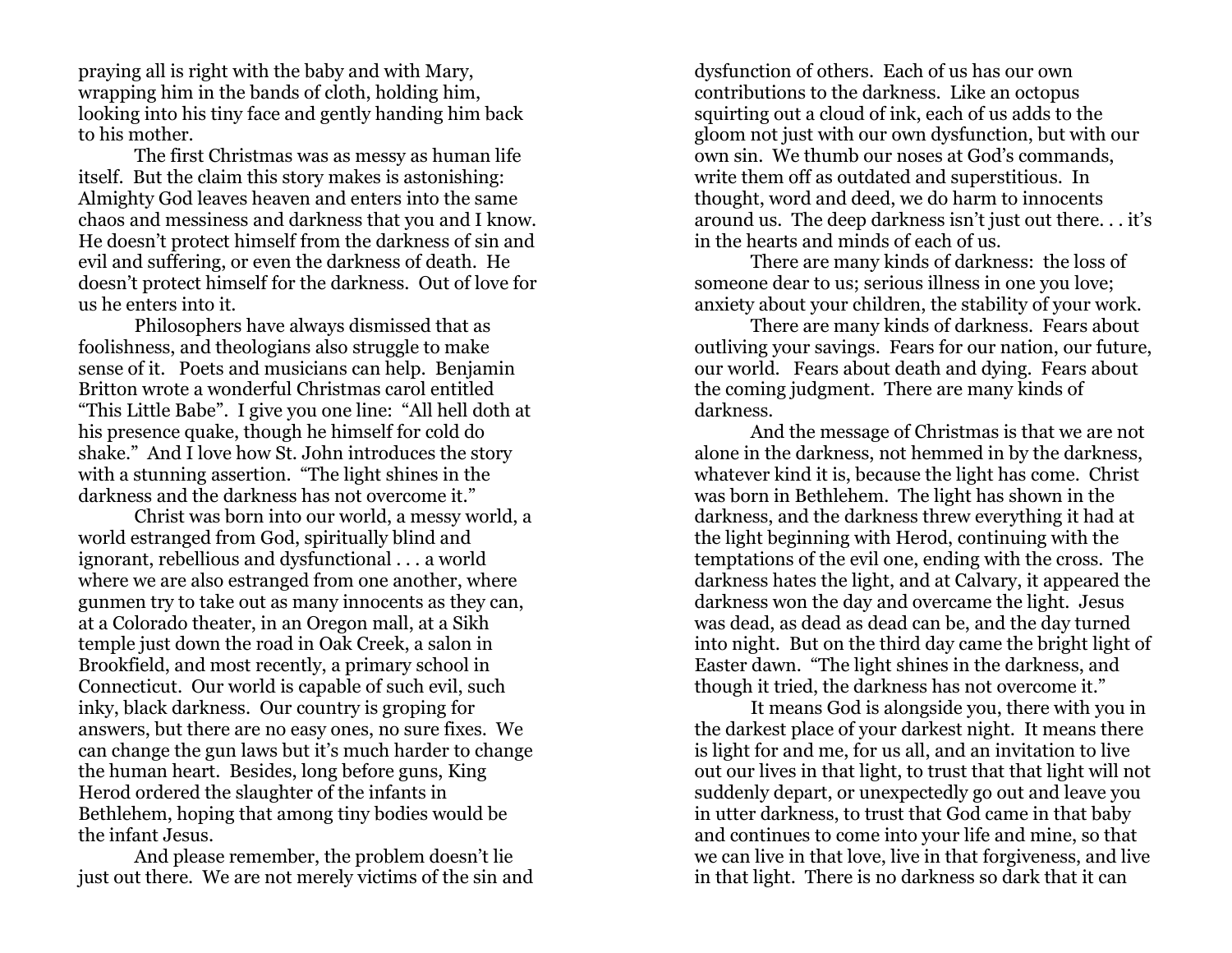praying all is right with the baby and with Mary, wrapping him in the bands of cloth, holding him, looking into his tiny face and gently handing him back to his mother.

The first Christmas was as messy as human life itself. But the claim this story makes is astonishing: Almighty God leaves heaven and enters into the same chaos and messiness and darkness that you and I know. He doesn't protect himself from the darkness of sin and evil and suffering, or even the darkness of death. He doesn't protect himself for the darkness. Out of love for us he enters into it.

Philosophers have always dismissed that as foolishness, and theologians also struggle to make sense of it. Poets and musicians can help. Benjamin Britton wrote a wonderful Christmas carol entitled "This Little Babe". I give you one line: "All hell doth at his presence quake, though he himself for cold do shake." And I love how St. John introduces the story with a stunning assertion. "The light shines in the darkness and the darkness has not overcome it."

Christ was born into our world, a messy world, a world estranged from God, spiritually blind and ignorant, rebellious and dysfunctional . . . a world where we are also estranged from one another, where gunmen try to take out as many innocents as they can, at a Colorado theater, in an Oregon mall, at a Sikh temple just down the road in Oak Creek, a salon in Brookfield, and most recently, a primary school in Connecticut. Our world is capable of such evil, such inky, black darkness. Our country is groping for answers, but there are no easy ones, no sure fixes. We can change the gun laws but it's much harder to change the human heart. Besides, long before guns, King Herod ordered the slaughter of the infants in Bethlehem, hoping that among tiny bodies would be the infant Jesus.

And please remember, the problem doesn't lie just out there. We are not merely victims of the sin and dysfunction of others. Each of us has our own contributions to the darkness. Like an octopus squirting out a cloud of ink, each of us adds to the gloom not just with our own dysfunction, but with our own sin. We thumb our noses at God's commands, write them off as outdated and superstitious. In thought, word and deed, we do harm to innocents around us. The deep darkness isn't just out there. . . it's in the hearts and minds of each of us.

There are many kinds of darkness: the loss of someone dear to us; serious illness in one you love; anxiety about your children, the stability of your work.

There are many kinds of darkness. Fears about outliving your savings. Fears for our nation, our future, our world. Fears about death and dying. Fears about the coming judgment. There are many kinds of darkness.

And the message of Christmas is that we are not alone in the darkness, not hemmed in by the darkness, whatever kind it is, because the light has come. Christ was born in Bethlehem. The light has shown in the darkness, and the darkness threw everything it had at the light beginning with Herod, continuing with the temptations of the evil one, ending with the cross. The darkness hates the light, and at Calvary, it appeared the darkness won the day and overcame the light. Jesus was dead, as dead as dead can be, and the day turned into night. But on the third day came the bright light of Easter dawn. "The light shines in the darkness, and though it tried, the darkness has not overcome it."

It means God is alongside you, there with you in the darkest place of your darkest night. It means there is light for and me, for us all, and an invitation to live out our lives in that light, to trust that that light will not suddenly depart, or unexpectedly go out and leave you in utter darkness, to trust that God came in that baby and continues to come into your life and mine, so that we can live in that love, live in that forgiveness, and live in that light. There is no darkness so dark that it can